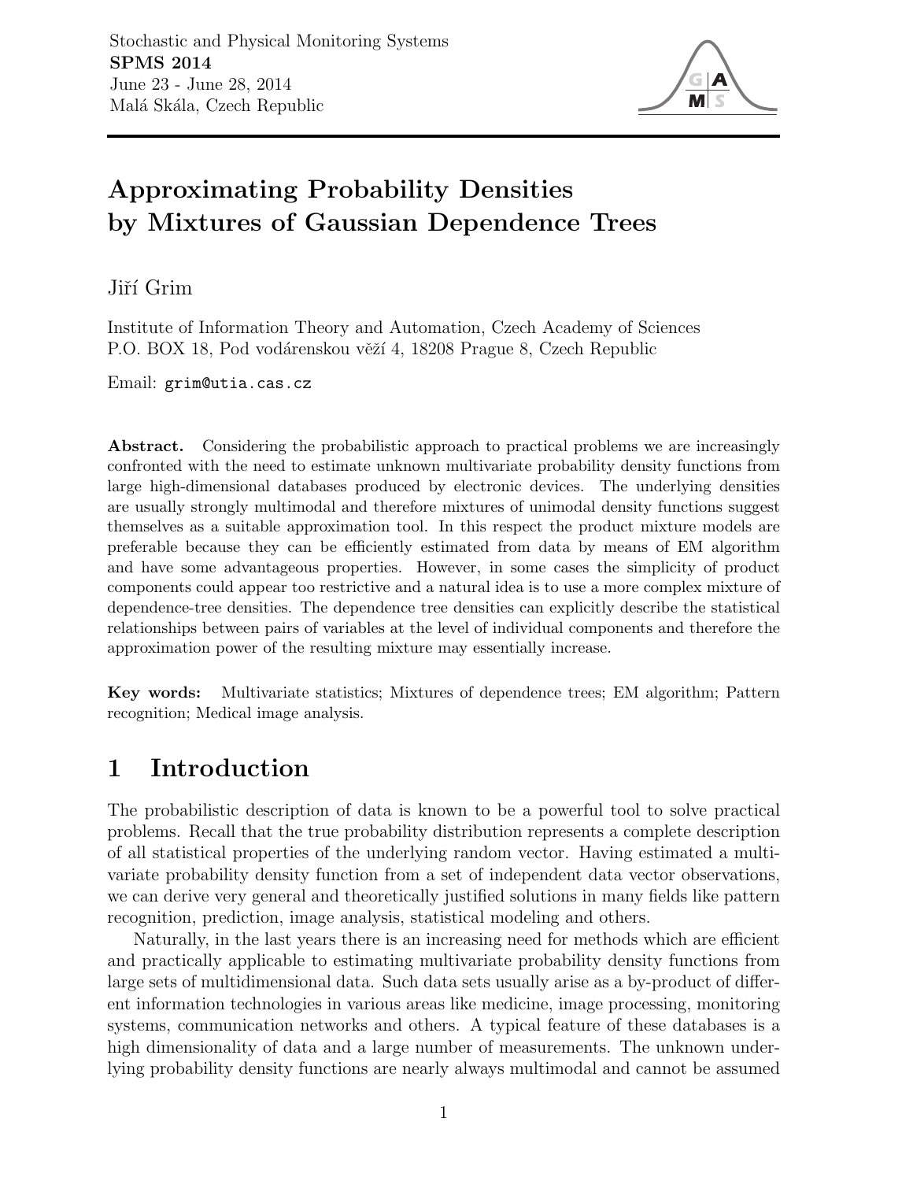Stochastic and Physical Monitoring Systems
**SPMS 2014**
June 23 - June 28, 2014
Malá Skála, Czech Republic

# Approximating Probability Densities by Mixtures of Gaussian Dependence Trees

Jiří Grim

Institute of Information Theory and Automation, Czech Academy of Sciences
P.O. BOX 18, Pod vodárenskou věží 4, 18208 Prague 8, Czech Republic

Email: grim@utia.cas.cz

**Abstract.** Considering the probabilistic approach to practical problems we are increasingly confronted with the need to estimate unknown multivariate probability density functions from large high-dimensional databases produced by electronic devices. The underlying densities are usually strongly multimodal and therefore mixtures of unimodal density functions suggest themselves as a suitable approximation tool. In this respect the product mixture models are preferable because they can be efficiently estimated from data by means of EM algorithm and have some advantageous properties. However, in some cases the simplicity of product components could appear too restrictive and a natural idea is to use a more complex mixture of dependence-tree densities. The dependence tree densities can explicitly describe the statistical relationships between pairs of variables at the level of individual components and therefore the approximation power of the resulting mixture may essentially increase.

**Key words:** Multivariate statistics; Mixtures of dependence trees; EM algorithm; Pattern recognition; Medical image analysis.

## 1 Introduction

The probabilistic description of data is known to be a powerful tool to solve practical problems. Recall that the true probability distribution represents a complete description of all statistical properties of the underlying random vector. Having estimated a multivariate probability density function from a set of independent data vector observations, we can derive very general and theoretically justified solutions in many fields like pattern recognition, prediction, image analysis, statistical modeling and others.

Naturally, in the last years there is an increasing need for methods which are efficient and practically applicable to estimating multivariate probability density functions from large sets of multidimensional data. Such data sets usually arise as a by-product of different information technologies in various areas like medicine, image processing, monitoring systems, communication networks and others. A typical feature of these databases is a high dimensionality of data and a large number of measurements. The unknown underlying probability density functions are nearly always multimodal and cannot be assumed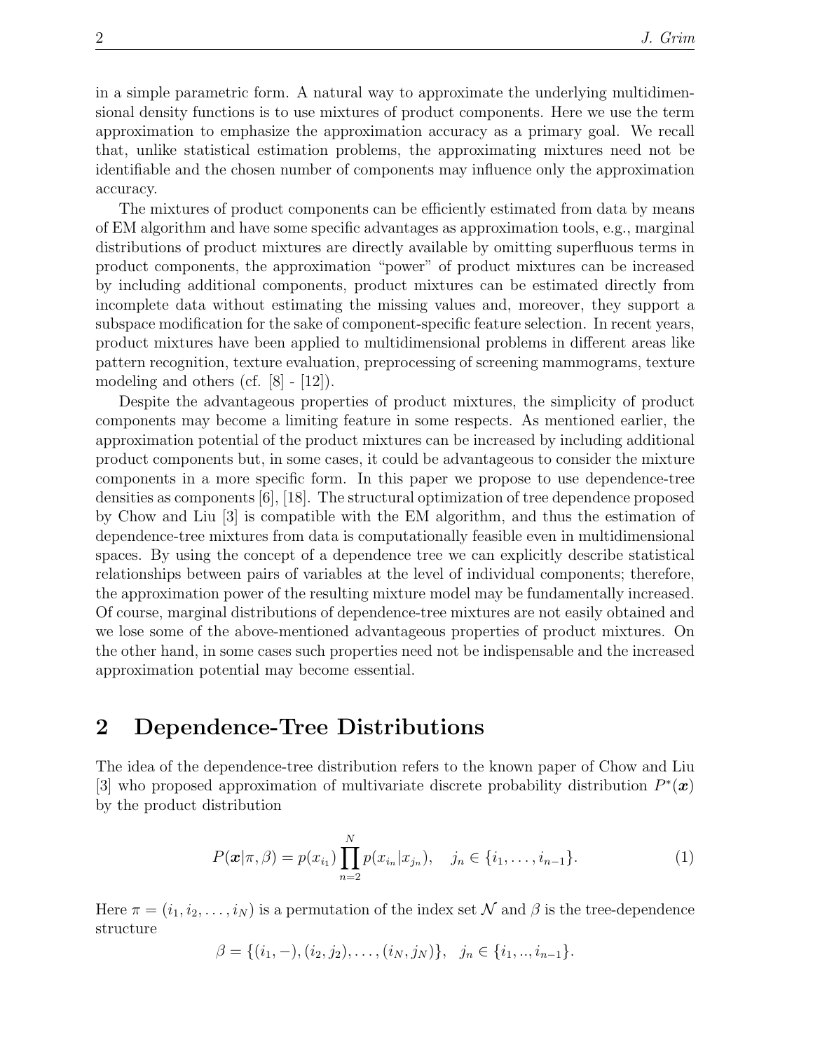in a simple parametric form. A natural way to approximate the underlying multidimensional density functions is to use mixtures of product components. Here we use the term approximation to emphasize the approximation accuracy as a primary goal. We recall that, unlike statistical estimation problems, the approximating mixtures need not be identifiable and the chosen number of components may influence only the approximation accuracy.

The mixtures of product components can be efficiently estimated from data by means of EM algorithm and have some specific advantages as approximation tools, e.g., marginal distributions of product mixtures are directly available by omitting superfluous terms in product components, the approximation "power" of product mixtures can be increased by including additional components, product mixtures can be estimated directly from incomplete data without estimating the missing values and, moreover, they support a subspace modification for the sake of component-specific feature selection. In recent years, product mixtures have been applied to multidimensional problems in different areas like pattern recognition, texture evaluation, preprocessing of screening mammograms, texture modeling and others (cf. [8] - [12]).

Despite the advantageous properties of product mixtures, the simplicity of product components may become a limiting feature in some respects. As mentioned earlier, the approximation potential of the product mixtures can be increased by including additional product components but, in some cases, it could be advantageous to consider the mixture components in a more specific form. In this paper we propose to use dependence-tree densities as components [6], [18]. The structural optimization of tree dependence proposed by Chow and Liu [3] is compatible with the EM algorithm, and thus the estimation of dependence-tree mixtures from data is computationally feasible even in multidimensional spaces. By using the concept of a dependence tree we can explicitly describe statistical relationships between pairs of variables at the level of individual components; therefore, the approximation power of the resulting mixture model may be fundamentally increased. Of course, marginal distributions of dependence-tree mixtures are not easily obtained and we lose some of the above-mentioned advantageous properties of product mixtures. On the other hand, in some cases such properties need not be indispensable and the increased approximation potential may become essential.

## 2 Dependence-Tree Distributions

The idea of the dependence-tree distribution refers to the known paper of Chow and Liu [3] who proposed approximation of multivariate discrete probability distribution $P^*(\boldsymbol{x})$ by the product distribution

$$P(\boldsymbol{x}|\pi, \beta) = p(x_{i_1}) \prod_{n=2}^{N} p(x_{i_n}|x_{j_n}), \quad j_n \in \{i_1, \ldots, i_{n-1}\}. \tag{1}$$

Here $\pi = (i_1, i_2, \ldots, i_N)$ is a permutation of the index set $\mathcal{N}$ and $\beta$ is the tree-dependence structure

$$\beta = \{(i_1, -), (i_2, j_2), \ldots, (i_N, j_N)\}, \quad j_n \in \{i_1, .., i_{n-1}\}.$$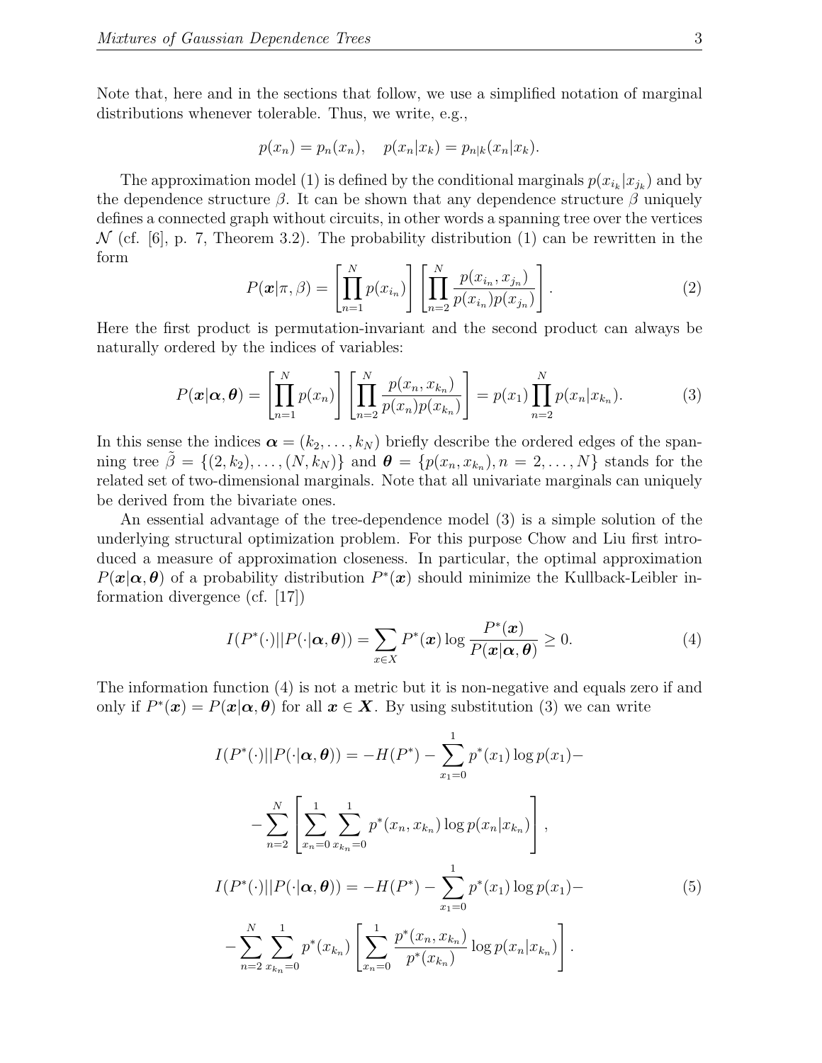Note that, here and in the sections that follow, we use a simplified notation of marginal distributions whenever tolerable. Thus, we write, e.g.,

$$p(x_n) = p_n(x_n), \quad p(x_n|x_k) = p_{n|k}(x_n|x_k).$$

The approximation model (1) is defined by the conditional marginals $p(x_{i_k}|x_{j_k})$ and by the dependence structure $\beta$. It can be shown that any dependence structure $\beta$ uniquely defines a connected graph without circuits, in other words a spanning tree over the vertices $\mathcal{N}$ (cf. [6], p. 7, Theorem 3.2). The probability distribution (1) can be rewritten in the form

$$P(\boldsymbol{x}|\pi, \beta) = \left[\prod_{n=1}^{N} p(x_{i_n})\right] \left[\prod_{n=2}^{N} \frac{p(x_{i_n}, x_{j_n})}{p(x_{i_n})p(x_{j_n})}\right]. \tag{2}$$

Here the first product is permutation-invariant and the second product can always be naturally ordered by the indices of variables:

$$P(\boldsymbol{x}|\boldsymbol{\alpha}, \boldsymbol{\theta}) = \left[\prod_{n=1}^{N} p(x_n)\right] \left[\prod_{n=2}^{N} \frac{p(x_n, x_{k_n})}{p(x_n)p(x_{k_n})}\right] = p(x_1) \prod_{n=2}^{N} p(x_n|x_{k_n}). \tag{3}$$

In this sense the indices $\boldsymbol{\alpha} = (k_2, \ldots, k_N)$ briefly describe the ordered edges of the spanning tree $\tilde{\beta} = \{(2, k_2), \ldots, (N, k_N)\}$ and $\boldsymbol{\theta} = \{p(x_n, x_{k_n}), n = 2, \ldots, N\}$ stands for the related set of two-dimensional marginals. Note that all univariate marginals can uniquely be derived from the bivariate ones.

An essential advantage of the tree-dependence model (3) is a simple solution of the underlying structural optimization problem. For this purpose Chow and Liu first introduced a measure of approximation closeness. In particular, the optimal approximation $P(\boldsymbol{x}|\boldsymbol{\alpha}, \boldsymbol{\theta})$ of a probability distribution $P^*(\boldsymbol{x})$ should minimize the Kullback-Leibler information divergence (cf. [17])

$$I(P^*(\cdot)||P(\cdot|\boldsymbol{\alpha}, \boldsymbol{\theta})) = \sum_{x \in X} P^*(\boldsymbol{x}) \log \frac{P^*(\boldsymbol{x})}{P(\boldsymbol{x}|\boldsymbol{\alpha}, \boldsymbol{\theta})} \geq 0. \tag{4}$$

The information function (4) is not a metric but it is non-negative and equals zero if and only if $P^*(\boldsymbol{x}) = P(\boldsymbol{x}|\boldsymbol{\alpha}, \boldsymbol{\theta})$ for all $\boldsymbol{x} \in \boldsymbol{X}$. By using substitution (3) we can write

$$I(P^*(\cdot)||P(\cdot|\boldsymbol{\alpha}, \boldsymbol{\theta})) = -H(P^*) - \sum_{x_1=0}^{1} p^*(x_1) \log p(x_1) -$$

$$- \sum_{n=2}^{N} \left[\sum_{x_n=0}^{1} \sum_{x_{k_n}=0}^{1} p^*(x_n, x_{k_n}) \log p(x_n|x_{k_n})\right],$$

$$I(P^*(\cdot)||P(\cdot|\boldsymbol{\alpha}, \boldsymbol{\theta})) = -H(P^*) - \sum_{x_1=0}^{1} p^*(x_1) \log p(x_1) - \tag{5}$$

$$- \sum_{n=2}^{N} \sum_{x_{k_n}=0}^{1} p^*(x_{k_n}) \left[\sum_{x_n=0}^{1} \frac{p^*(x_n, x_{k_n})}{p^*(x_{k_n})} \log p(x_n|x_{k_n})\right].$$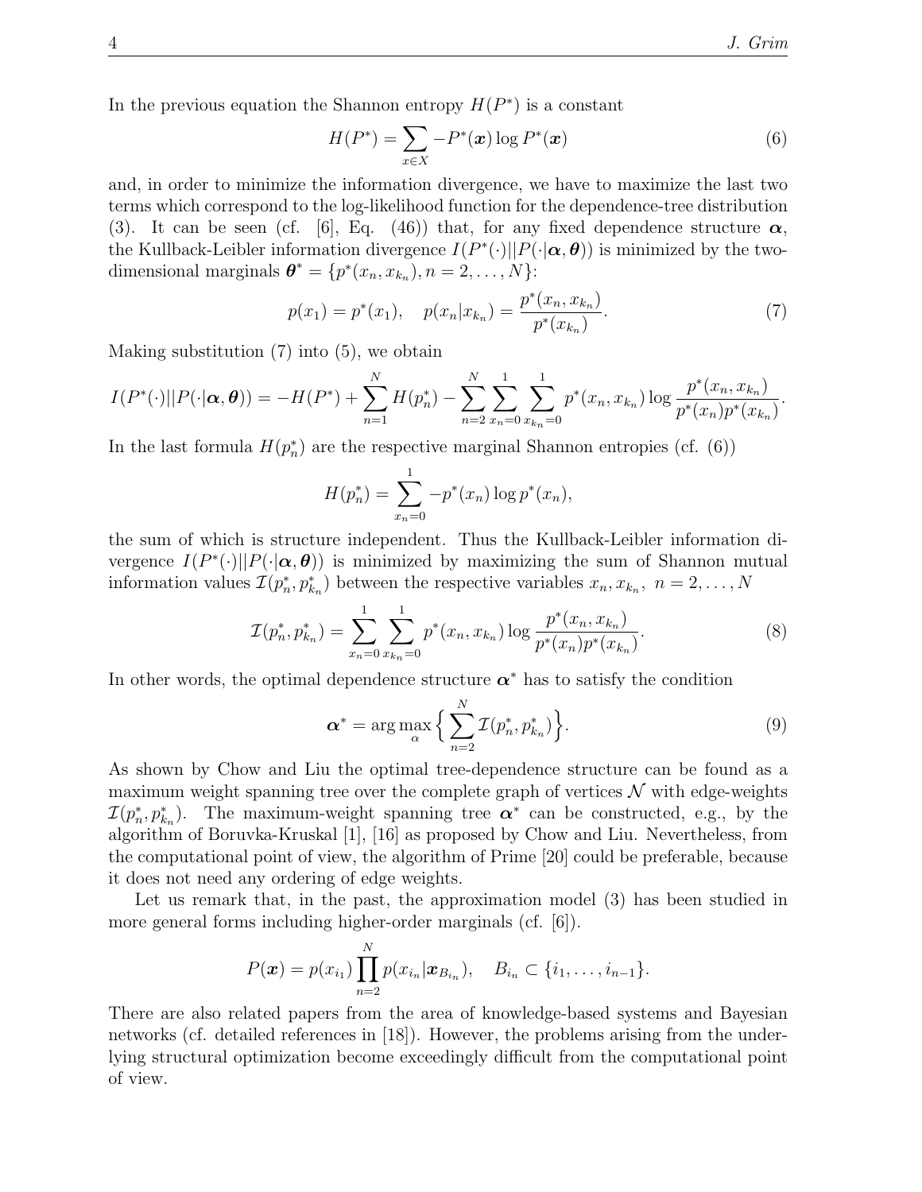In the previous equation the Shannon entropy $H(P^*)$ is a constant

$$H(P^*) = \sum_{x \in X} -P^*(\boldsymbol{x}) \log P^*(\boldsymbol{x}) \tag{6}$$

and, in order to minimize the information divergence, we have to maximize the last two terms which correspond to the log-likelihood function for the dependence-tree distribution (3). It can be seen (cf. [6], Eq. (46)) that, for any fixed dependence structure $\boldsymbol{\alpha}$, the Kullback-Leibler information divergence $I(P^*(\cdot)||P(\cdot|\boldsymbol{\alpha}, \boldsymbol{\theta}))$ is minimized by the two-dimensional marginals $\boldsymbol{\theta}^* = \{p^*(x_n, x_{k_n}), n = 2, \ldots, N\}$:

$$p(x_1) = p^*(x_1), \quad p(x_n|x_{k_n}) = \frac{p^*(x_n, x_{k_n})}{p^*(x_{k_n})}. \tag{7}$$

Making substitution (7) into (5), we obtain

$$I(P^*(\cdot)||P(\cdot|\boldsymbol{\alpha}, \boldsymbol{\theta})) = -H(P^*) + \sum_{n=1}^{N} H(p_n^*) - \sum_{n=2}^{N} \sum_{x_n=0}^{1} \sum_{x_{k_n}=0}^{1} p^*(x_n, x_{k_n}) \log \frac{p^*(x_n, x_{k_n})}{p^*(x_n) p^*(x_{k_n})}.$$

In the last formula $H(p_n^*)$ are the respective marginal Shannon entropies (cf. (6))

$$H(p_n^*) = \sum_{x_n=0}^{1} -p^*(x_n) \log p^*(x_n),$$

the sum of which is structure independent. Thus the Kullback-Leibler information divergence $I(P^*(\cdot)||P(\cdot|\boldsymbol{\alpha}, \boldsymbol{\theta}))$ is minimized by maximizing the sum of Shannon mutual information values $\mathcal{I}(p_n^*, p_{k_n}^*)$ between the respective variables $x_n, x_{k_n}, \ n = 2, \ldots, N$

$$\mathcal{I}(p_n^*, p_{k_n}^*) = \sum_{x_n=0}^{1} \sum_{x_{k_n}=0}^{1} p^*(x_n, x_{k_n}) \log \frac{p^*(x_n, x_{k_n})}{p^*(x_n) p^*(x_{k_n})}. \tag{8}$$

In other words, the optimal dependence structure $\boldsymbol{\alpha}^*$ has to satisfy the condition

$$\boldsymbol{\alpha}^* = \arg\max_{\alpha} \Big\{ \sum_{n=2}^{N} \mathcal{I}(p_n^*, p_{k_n}^*) \Big\}. \tag{9}$$

As shown by Chow and Liu the optimal tree-dependence structure can be found as a maximum weight spanning tree over the complete graph of vertices $\mathcal{N}$ with edge-weights $\mathcal{I}(p_n^*, p_{k_n}^*)$. The maximum-weight spanning tree $\boldsymbol{\alpha}^*$ can be constructed, e.g., by the algorithm of Boruvka-Kruskal [1], [16] as proposed by Chow and Liu. Nevertheless, from the computational point of view, the algorithm of Prime [20] could be preferable, because it does not need any ordering of edge weights.

Let us remark that, in the past, the approximation model (3) has been studied in more general forms including higher-order marginals (cf. [6]).

$$P(\boldsymbol{x}) = p(x_{i_1}) \prod_{n=2}^{N} p(x_{i_n}|\boldsymbol{x}_{B_{i_n}}), \quad B_{i_n} \subset \{i_1, \ldots, i_{n-1}\}.$$

There are also related papers from the area of knowledge-based systems and Bayesian networks (cf. detailed references in [18]). However, the problems arising from the underlying structural optimization become exceedingly difficult from the computational point of view.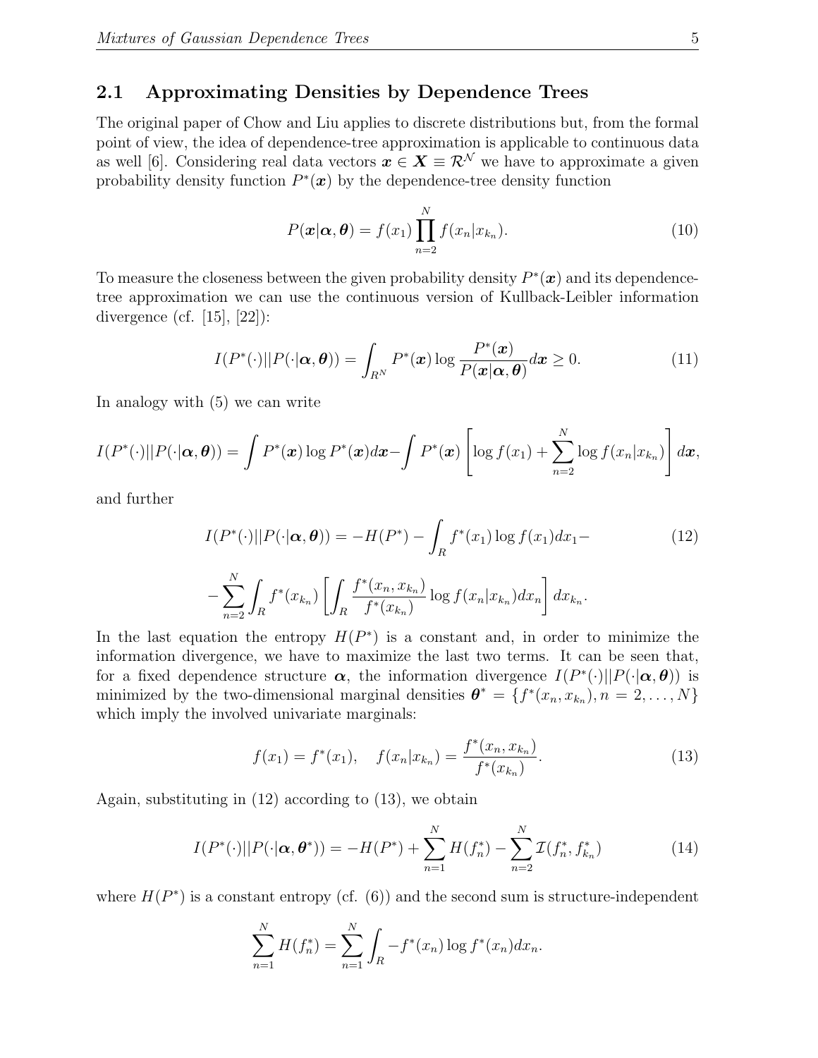## 2.1 Approximating Densities by Dependence Trees

The original paper of Chow and Liu applies to discrete distributions but, from the formal point of view, the idea of dependence-tree approximation is applicable to continuous data as well [6]. Considering real data vectors $\boldsymbol{x} \in \boldsymbol{X} \equiv \mathcal{R}^{\mathcal{N}}$ we have to approximate a given probability density function $P^*(\boldsymbol{x})$ by the dependence-tree density function

$$P(\boldsymbol{x}|\boldsymbol{\alpha}, \boldsymbol{\theta}) = f(x_1) \prod_{n=2}^{N} f(x_n|x_{k_n}). \tag{10}$$

To measure the closeness between the given probability density $P^*(\boldsymbol{x})$ and its dependence-tree approximation we can use the continuous version of Kullback-Leibler information divergence (cf. [15], [22]):

$$I(P^*(\cdot)||P(\cdot|\boldsymbol{\alpha}, \boldsymbol{\theta})) = \int_{R^N} P^*(\boldsymbol{x}) \log \frac{P^*(\boldsymbol{x})}{P(\boldsymbol{x}|\boldsymbol{\alpha}, \boldsymbol{\theta})} d\boldsymbol{x} \geq 0. \tag{11}$$

In analogy with (5) we can write

$$I(P^*(\cdot)||P(\cdot|\boldsymbol{\alpha}, \boldsymbol{\theta})) = \int P^*(\boldsymbol{x}) \log P^*(\boldsymbol{x}) d\boldsymbol{x} - \int P^*(\boldsymbol{x}) \left[ \log f(x_1) + \sum_{n=2}^{N} \log f(x_n|x_{k_n}) \right] d\boldsymbol{x},$$

and further

$$I(P^*(\cdot)||P(\cdot|\boldsymbol{\alpha}, \boldsymbol{\theta})) = -H(P^*) - \int_R f^*(x_1) \log f(x_1) dx_1 - \tag{12}$$

$$- \sum_{n=2}^{N} \int_R f^*(x_{k_n}) \left[ \int_R \frac{f^*(x_n, x_{k_n})}{f^*(x_{k_n})} \log f(x_n|x_{k_n}) dx_n \right] dx_{k_n}.$$

In the last equation the entropy $H(P^*)$ is a constant and, in order to minimize the information divergence, we have to maximize the last two terms. It can be seen that, for a fixed dependence structure $\boldsymbol{\alpha}$, the information divergence $I(P^*(\cdot)||P(\cdot|\boldsymbol{\alpha}, \boldsymbol{\theta}))$ is minimized by the two-dimensional marginal densities $\boldsymbol{\theta}^* = \{f^*(x_n, x_{k_n}), n = 2, \ldots, N\}$ which imply the involved univariate marginals:

$$f(x_1) = f^*(x_1), \quad f(x_n|x_{k_n}) = \frac{f^*(x_n, x_{k_n})}{f^*(x_{k_n})}. \tag{13}$$

Again, substituting in (12) according to (13), we obtain

$$I(P^*(\cdot)||P(\cdot|\boldsymbol{\alpha}, \boldsymbol{\theta}^*)) = -H(P^*) + \sum_{n=1}^{N} H(f_n^*) - \sum_{n=2}^{N} \mathcal{I}(f_n^*, f_{k_n}^*) \tag{14}$$

where $H(P^*)$ is a constant entropy (cf. (6)) and the second sum is structure-independent

$$\sum_{n=1}^{N} H(f_n^*) = \sum_{n=1}^{N} \int_R -f^*(x_n) \log f^*(x_n) dx_n.$$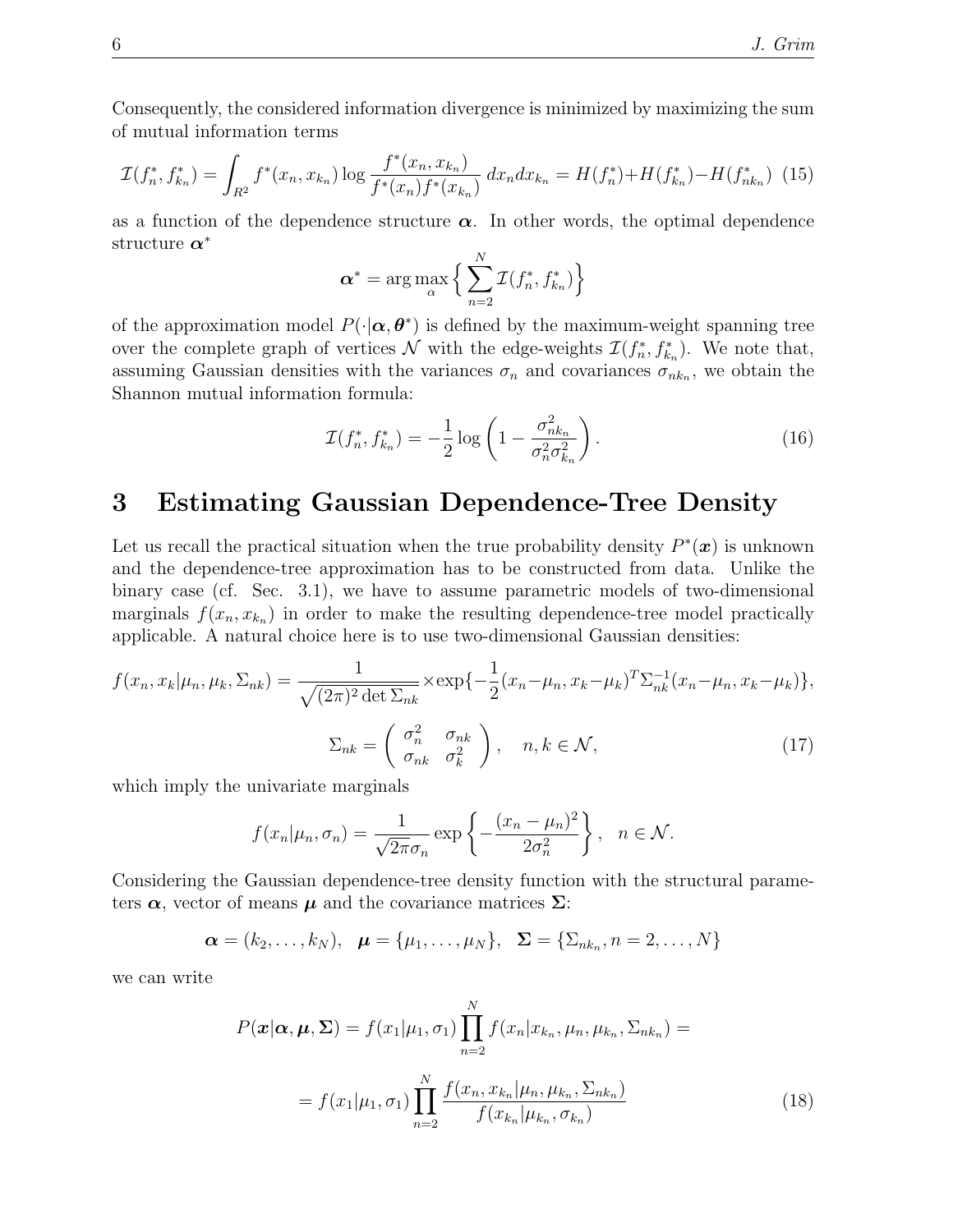Consequently, the considered information divergence is minimized by maximizing the sum of mutual information terms

$$\mathcal{I}(f_n^*, f_{k_n}^*) = \int_{R^2} f^*(x_n, x_{k_n}) \log \frac{f^*(x_n, x_{k_n})}{f^*(x_n) f^*(x_{k_n})} \, dx_n dx_{k_n} = H(f_n^*) + H(f_{k_n}^*) - H(f_{nk_n}^*) \quad (15)$$

as a function of the dependence structure $\boldsymbol{\alpha}$. In other words, the optimal dependence structure $\boldsymbol{\alpha}^*$

$$\boldsymbol{\alpha}^* = \arg\max_{\alpha} \Big\{ \sum_{n=2}^{N} \mathcal{I}(f_n^*, f_{k_n}^*) \Big\}$$

of the approximation model $P(\cdot|\boldsymbol{\alpha}, \boldsymbol{\theta}^*)$ is defined by the maximum-weight spanning tree over the complete graph of vertices $\mathcal{N}$ with the edge-weights $\mathcal{I}(f_n^*, f_{k_n}^*)$. We note that, assuming Gaussian densities with the variances $\sigma_n$ and covariances $\sigma_{nk_n}$, we obtain the Shannon mutual information formula:

$$\mathcal{I}(f_n^*, f_{k_n}^*) = -\frac{1}{2} \log \left( 1 - \frac{\sigma_{nk_n}^2}{\sigma_n^2 \sigma_{k_n}^2} \right). \quad (16)$$

# 3 Estimating Gaussian Dependence-Tree Density

Let us recall the practical situation when the true probability density $P^*(\boldsymbol{x})$ is unknown and the dependence-tree approximation has to be constructed from data. Unlike the binary case (cf. Sec. 3.1), we have to assume parametric models of two-dimensional marginals $f(x_n, x_{k_n})$ in order to make the resulting dependence-tree model practically applicable. A natural choice here is to use two-dimensional Gaussian densities:

$$f(x_n, x_k|\mu_n, \mu_k, \Sigma_{nk}) = \frac{1}{\sqrt{(2\pi)^2 \det \Sigma_{nk}}} \times \exp\{-\frac{1}{2}(x_n - \mu_n, x_k - \mu_k)^T \Sigma_{nk}^{-1} (x_n - \mu_n, x_k - \mu_k)\},$$

$$\Sigma_{nk} = \begin{pmatrix} \sigma_n^2 & \sigma_{nk} \\ \sigma_{nk} & \sigma_k^2 \end{pmatrix}, \quad n, k \in \mathcal{N}, \quad (17)$$

which imply the univariate marginals

$$f(x_n|\mu_n, \sigma_n) = \frac{1}{\sqrt{2\pi}\sigma_n} \exp\left\{ -\frac{(x_n - \mu_n)^2}{2\sigma_n^2} \right\}, \quad n \in \mathcal{N}.$$

Considering the Gaussian dependence-tree density function with the structural parameters $\boldsymbol{\alpha}$, vector of means $\boldsymbol{\mu}$ and the covariance matrices $\boldsymbol{\Sigma}$:

$$\boldsymbol{\alpha} = (k_2, \ldots, k_N), \quad \boldsymbol{\mu} = \{\mu_1, \ldots, \mu_N\}, \quad \boldsymbol{\Sigma} = \{\Sigma_{nk_n}, n = 2, \ldots, N\}$$

we can write

$$P(\boldsymbol{x}|\boldsymbol{\alpha}, \boldsymbol{\mu}, \boldsymbol{\Sigma}) = f(x_1|\mu_1, \sigma_1) \prod_{n=2}^{N} f(x_n|x_{k_n}, \mu_n, \mu_{k_n}, \Sigma_{nk_n}) =$$

$$= f(x_1|\mu_1, \sigma_1) \prod_{n=2}^{N} \frac{f(x_n, x_{k_n}|\mu_n, \mu_{k_n}, \Sigma_{nk_n})}{f(x_{k_n}|\mu_{k_n}, \sigma_{k_n})} \quad (18)$$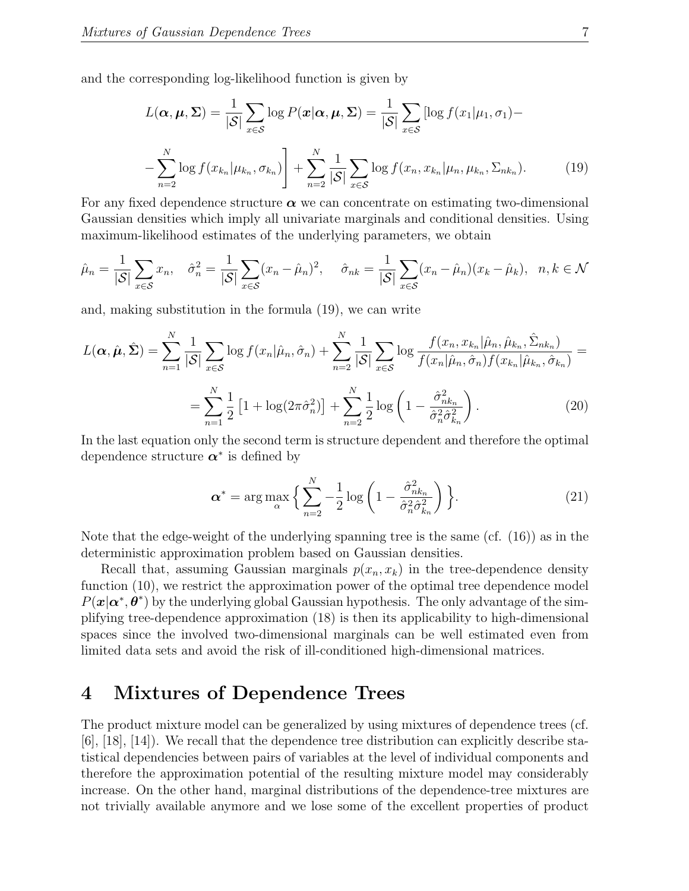and the corresponding log-likelihood function is given by

$$L(\boldsymbol{\alpha}, \boldsymbol{\mu}, \boldsymbol{\Sigma}) = \frac{1}{|\mathcal{S}|} \sum_{x \in \mathcal{S}} \log P(\boldsymbol{x}|\boldsymbol{\alpha}, \boldsymbol{\mu}, \boldsymbol{\Sigma}) = \frac{1}{|\mathcal{S}|} \sum_{x \in \mathcal{S}} [\log f(x_1|\mu_1, \sigma_1) -$$

$$- \sum_{n=2}^{N} \log f(x_{k_n}|\mu_{k_n}, \sigma_{k_n}) \Bigg] + \sum_{n=2}^{N} \frac{1}{|\mathcal{S}|} \sum_{x \in \mathcal{S}} \log f(x_n, x_{k_n}|\mu_n, \mu_{k_n}, \Sigma_{nk_n}). \tag{19}$$

For any fixed dependence structure $\boldsymbol{\alpha}$ we can concentrate on estimating two-dimensional Gaussian densities which imply all univariate marginals and conditional densities. Using maximum-likelihood estimates of the underlying parameters, we obtain

$$\hat{\mu}_n = \frac{1}{|\mathcal{S}|} \sum_{x \in \mathcal{S}} x_n, \quad \hat{\sigma}_n^2 = \frac{1}{|\mathcal{S}|} \sum_{x \in \mathcal{S}} (x_n - \hat{\mu}_n)^2, \quad \hat{\sigma}_{nk} = \frac{1}{|\mathcal{S}|} \sum_{x \in \mathcal{S}} (x_n - \hat{\mu}_n)(x_k - \hat{\mu}_k), \quad n, k \in \mathcal{N}$$

and, making substitution in the formula (19), we can write

$$L(\boldsymbol{\alpha}, \hat{\boldsymbol{\mu}}, \hat{\boldsymbol{\Sigma}}) = \sum_{n=1}^{N} \frac{1}{|\mathcal{S}|} \sum_{x \in \mathcal{S}} \log f(x_n|\hat{\mu}_n, \hat{\sigma}_n) + \sum_{n=2}^{N} \frac{1}{|\mathcal{S}|} \sum_{x \in \mathcal{S}} \log \frac{f(x_n, x_{k_n}|\hat{\mu}_n, \hat{\mu}_{k_n}, \hat{\Sigma}_{nk_n})}{f(x_n|\hat{\mu}_n, \hat{\sigma}_n) f(x_{k_n}|\hat{\mu}_{k_n}, \hat{\sigma}_{k_n})} =$$

$$= \sum_{n=1}^{N} \frac{1}{2} \left[1 + \log(2\pi\hat{\sigma}_n^2)\right] + \sum_{n=2}^{N} \frac{1}{2} \log\left(1 - \frac{\hat{\sigma}_{nk_n}^2}{\hat{\sigma}_n^2 \hat{\sigma}_{k_n}^2}\right). \tag{20}$$

In the last equation only the second term is structure dependent and therefore the optimal dependence structure $\boldsymbol{\alpha}^*$ is defined by

$$\boldsymbol{\alpha}^* = \arg\max_{\alpha} \Big\{ \sum_{n=2}^{N} -\frac{1}{2} \log\left(1 - \frac{\hat{\sigma}_{nk_n}^2}{\hat{\sigma}_n^2 \hat{\sigma}_{k_n}^2}\right) \Big\}. \tag{21}$$

Note that the edge-weight of the underlying spanning tree is the same (cf. (16)) as in the deterministic approximation problem based on Gaussian densities.

Recall that, assuming Gaussian marginals $p(x_n, x_k)$ in the tree-dependence density function (10), we restrict the approximation power of the optimal tree dependence model $P(\boldsymbol{x}|\boldsymbol{\alpha}^*, \boldsymbol{\theta}^*)$ by the underlying global Gaussian hypothesis. The only advantage of the simplifying tree-dependence approximation (18) is then its applicability to high-dimensional spaces since the involved two-dimensional marginals can be well estimated even from limited data sets and avoid the risk of ill-conditioned high-dimensional matrices.

# 4 Mixtures of Dependence Trees

The product mixture model can be generalized by using mixtures of dependence trees (cf. [6], [18], [14]). We recall that the dependence tree distribution can explicitly describe statistical dependencies between pairs of variables at the level of individual components and therefore the approximation potential of the resulting mixture model may considerably increase. On the other hand, marginal distributions of the dependence-tree mixtures are not trivially available anymore and we lose some of the excellent properties of product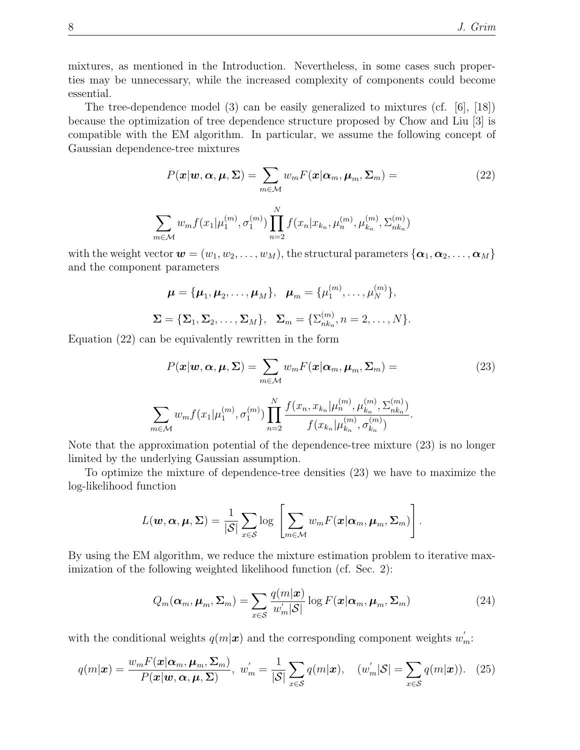mixtures, as mentioned in the Introduction. Nevertheless, in some cases such properties may be unnecessary, while the increased complexity of components could become essential.

The tree-dependence model (3) can be easily generalized to mixtures (cf. [6], [18]) because the optimization of tree dependence structure proposed by Chow and Liu [3] is compatible with the EM algorithm. In particular, we assume the following concept of Gaussian dependence-tree mixtures

$$P(\boldsymbol{x}|\boldsymbol{w},\boldsymbol{\alpha},\boldsymbol{\mu},\boldsymbol{\Sigma}) = \sum_{m\in\mathcal{M}} w_m F(\boldsymbol{x}|\boldsymbol{\alpha}_m,\boldsymbol{\mu}_m,\boldsymbol{\Sigma}_m) = \tag{22}$$

$$\sum_{m\in\mathcal{M}} w_m f(x_1|\mu_1^{(m)},\sigma_1^{(m)}) \prod_{n=2}^{N} f(x_n|x_{k_n},\mu_n^{(m)},\mu_{k_n}^{(m)},\Sigma_{nk_n}^{(m)})$$

with the weight vector $\boldsymbol{w} = (w_1, w_2, \ldots, w_M)$, the structural parameters $\{\boldsymbol{\alpha}_1, \boldsymbol{\alpha}_2, \ldots, \boldsymbol{\alpha}_M\}$ and the component parameters

$$\boldsymbol{\mu} = \{\boldsymbol{\mu}_1, \boldsymbol{\mu}_2, \ldots, \boldsymbol{\mu}_M\}, \quad \boldsymbol{\mu}_m = \{\mu_1^{(m)}, \ldots, \mu_N^{(m)}\},$$

$$\boldsymbol{\Sigma} = \{\boldsymbol{\Sigma}_1, \boldsymbol{\Sigma}_2, \ldots, \boldsymbol{\Sigma}_M\}, \quad \boldsymbol{\Sigma}_m = \{\Sigma_{nk_n}^{(m)}, n = 2, \ldots, N\}.$$

Equation (22) can be equivalently rewritten in the form

$$P(\boldsymbol{x}|\boldsymbol{w},\boldsymbol{\alpha},\boldsymbol{\mu},\boldsymbol{\Sigma}) = \sum_{m\in\mathcal{M}} w_m F(\boldsymbol{x}|\boldsymbol{\alpha}_m,\boldsymbol{\mu}_m,\boldsymbol{\Sigma}_m) = \tag{23}$$

$$\sum_{m\in\mathcal{M}} w_m f(x_1|\mu_1^{(m)},\sigma_1^{(m)}) \prod_{n=2}^{N} \frac{f(x_n, x_{k_n}|\mu_n^{(m)},\mu_{k_n}^{(m)},\Sigma_{nk_n}^{(m)})}{f(x_{k_n}|\mu_{k_n}^{(m)},\sigma_{k_n}^{(m)})}.$$

Note that the approximation potential of the dependence-tree mixture (23) is no longer limited by the underlying Gaussian assumption.

To optimize the mixture of dependence-tree densities (23) we have to maximize the log-likelihood function

$$L(\boldsymbol{w},\boldsymbol{\alpha},\boldsymbol{\mu},\boldsymbol{\Sigma}) = \frac{1}{|\mathcal{S}|} \sum_{x\in\mathcal{S}} \log\left[\sum_{m\in\mathcal{M}} w_m F(\boldsymbol{x}|\boldsymbol{\alpha}_m,\boldsymbol{\mu}_m,\boldsymbol{\Sigma}_m)\right].$$

By using the EM algorithm, we reduce the mixture estimation problem to iterative maximization of the following weighted likelihood function (cf. Sec. 2):

$$Q_m(\boldsymbol{\alpha}_m,\boldsymbol{\mu}_m,\boldsymbol{\Sigma}_m) = \sum_{x\in\mathcal{S}} \frac{q(m|\boldsymbol{x})}{w_m^{'}|\mathcal{S}|} \log F(\boldsymbol{x}|\boldsymbol{\alpha}_m,\boldsymbol{\mu}_m,\boldsymbol{\Sigma}_m) \tag{24}$$

with the conditional weights $q(m|\boldsymbol{x})$ and the corresponding component weights $w_m^{'}$:

$$q(m|\boldsymbol{x}) = \frac{w_m F(\boldsymbol{x}|\boldsymbol{\alpha}_m,\boldsymbol{\mu}_m,\boldsymbol{\Sigma}_m)}{P(\boldsymbol{x}|\boldsymbol{w},\boldsymbol{\alpha},\boldsymbol{\mu},\boldsymbol{\Sigma})}, \; w_m^{'} = \frac{1}{|\mathcal{S}|}\sum_{x\in\mathcal{S}} q(m|\boldsymbol{x}), \quad (w_m^{'}|\mathcal{S}| = \sum_{x\in\mathcal{S}} q(m|\boldsymbol{x})). \tag{25}$$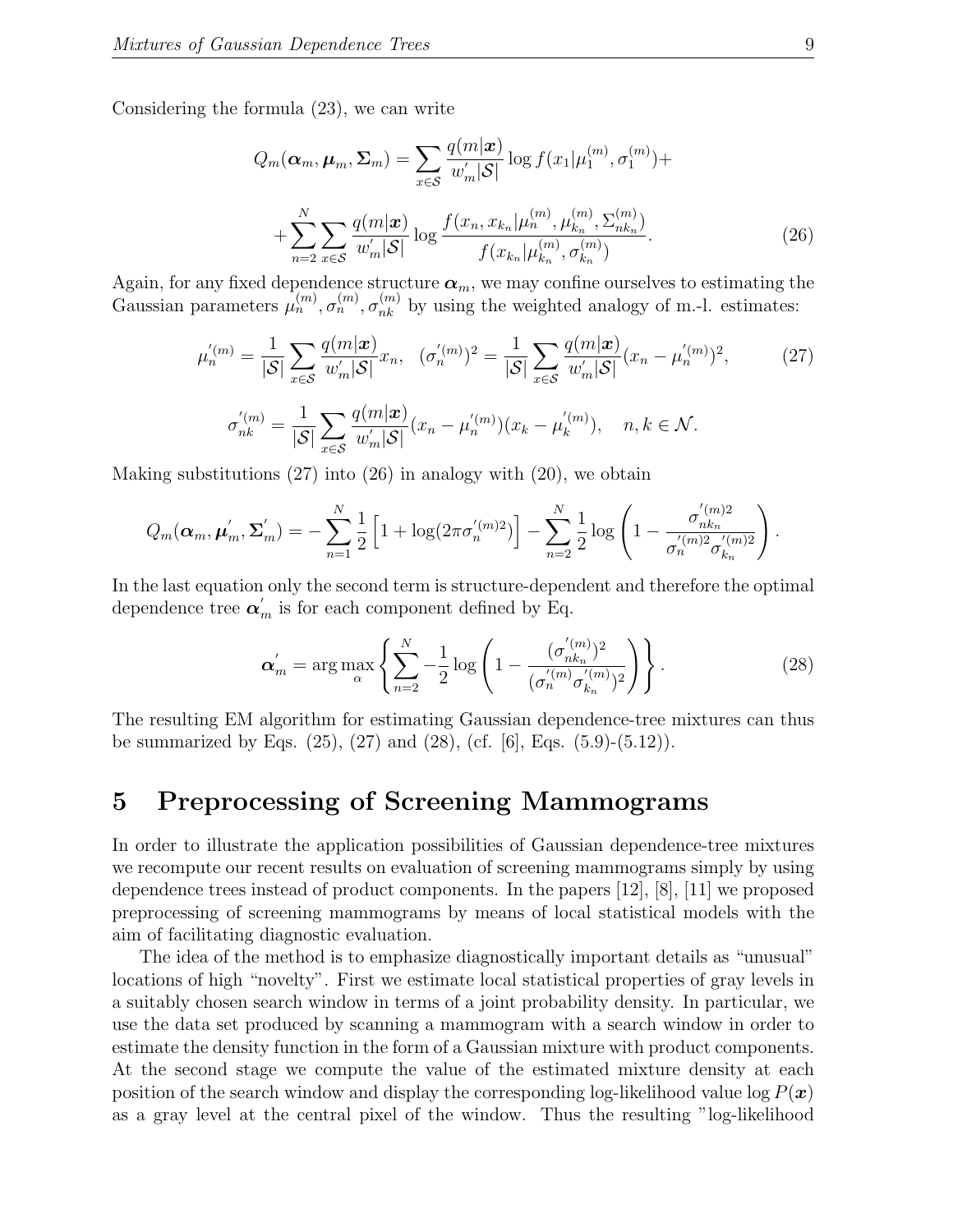Considering the formula (23), we can write

$$Q_m(\boldsymbol{\alpha}_m, \boldsymbol{\mu}_m, \boldsymbol{\Sigma}_m) = \sum_{x \in \mathcal{S}} \frac{q(m|\boldsymbol{x})}{w_m^{'}|\mathcal{S}|} \log f(x_1|\mu_1^{(m)}, \sigma_1^{(m)}) +$$

$$+ \sum_{n=2}^{N} \sum_{x \in \mathcal{S}} \frac{q(m|\boldsymbol{x})}{w_m^{'}|\mathcal{S}|} \log \frac{f(x_n, x_{k_n}|\mu_n^{(m)}, \mu_{k_n}^{(m)}, \Sigma_{nk_n}^{(m)})}{f(x_{k_n}|\mu_{k_n}^{(m)}, \sigma_{k_n}^{(m)})}. \tag{26}$$

Again, for any fixed dependence structure $\boldsymbol{\alpha}_m$, we may confine ourselves to estimating the Gaussian parameters $\mu_n^{(m)}, \sigma_n^{(m)}, \sigma_{nk}^{(m)}$ by using the weighted analogy of m.-l. estimates:

$$\mu_n^{'(m)} = \frac{1}{|\mathcal{S}|} \sum_{x \in \mathcal{S}} \frac{q(m|\boldsymbol{x})}{w_m^{'}|\mathcal{S}|} x_n, \quad (\sigma_n^{'(m)})^2 = \frac{1}{|\mathcal{S}|} \sum_{x \in \mathcal{S}} \frac{q(m|\boldsymbol{x})}{w_m^{'}|\mathcal{S}|} (x_n - \mu_n^{'(m)})^2, \tag{27}$$

$$\sigma_{nk}^{'(m)} = \frac{1}{|\mathcal{S}|} \sum_{x \in \mathcal{S}} \frac{q(m|\boldsymbol{x})}{w_m^{'}|\mathcal{S}|} (x_n - \mu_n^{'(m)})(x_k - \mu_k^{'(m)}), \quad n, k \in \mathcal{N}.$$

Making substitutions (27) into (26) in analogy with (20), we obtain

$$Q_m(\boldsymbol{\alpha}_m, \boldsymbol{\mu}_m^{'}, \boldsymbol{\Sigma}_m^{'}) = -\sum_{n=1}^{N} \frac{1}{2}\left[1 + \log(2\pi\sigma_n^{'(m)2})\right] - \sum_{n=2}^{N} \frac{1}{2} \log\left(1 - \frac{\sigma_{nk_n}^{'(m)2}}{\sigma_n^{'(m)2}\sigma_{k_n}^{'(m)2}}\right).$$

In the last equation only the second term is structure-dependent and therefore the optimal dependence tree $\boldsymbol{\alpha}_m^{'}$ is for each component defined by Eq.

$$\boldsymbol{\alpha}_m^{'} = \arg\max_{\alpha} \left\{ \sum_{n=2}^{N} -\frac{1}{2} \log\left(1 - \frac{(\sigma_{nk_n}^{'(m)})^2}{(\sigma_n^{'(m)}\sigma_{k_n}^{'(m)})^2}\right) \right\}. \tag{28}$$

The resulting EM algorithm for estimating Gaussian dependence-tree mixtures can thus be summarized by Eqs. (25), (27) and (28), (cf. [6], Eqs. (5.9)-(5.12)).

# 5 Preprocessing of Screening Mammograms

In order to illustrate the application possibilities of Gaussian dependence-tree mixtures we recompute our recent results on evaluation of screening mammograms simply by using dependence trees instead of product components. In the papers [12], [8], [11] we proposed preprocessing of screening mammograms by means of local statistical models with the aim of facilitating diagnostic evaluation.

The idea of the method is to emphasize diagnostically important details as "unusual" locations of high "novelty". First we estimate local statistical properties of gray levels in a suitably chosen search window in terms of a joint probability density. In particular, we use the data set produced by scanning a mammogram with a search window in order to estimate the density function in the form of a Gaussian mixture with product components. At the second stage we compute the value of the estimated mixture density at each position of the search window and display the corresponding log-likelihood value $\log P(\boldsymbol{x})$ as a gray level at the central pixel of the window. Thus the resulting "log-likelihood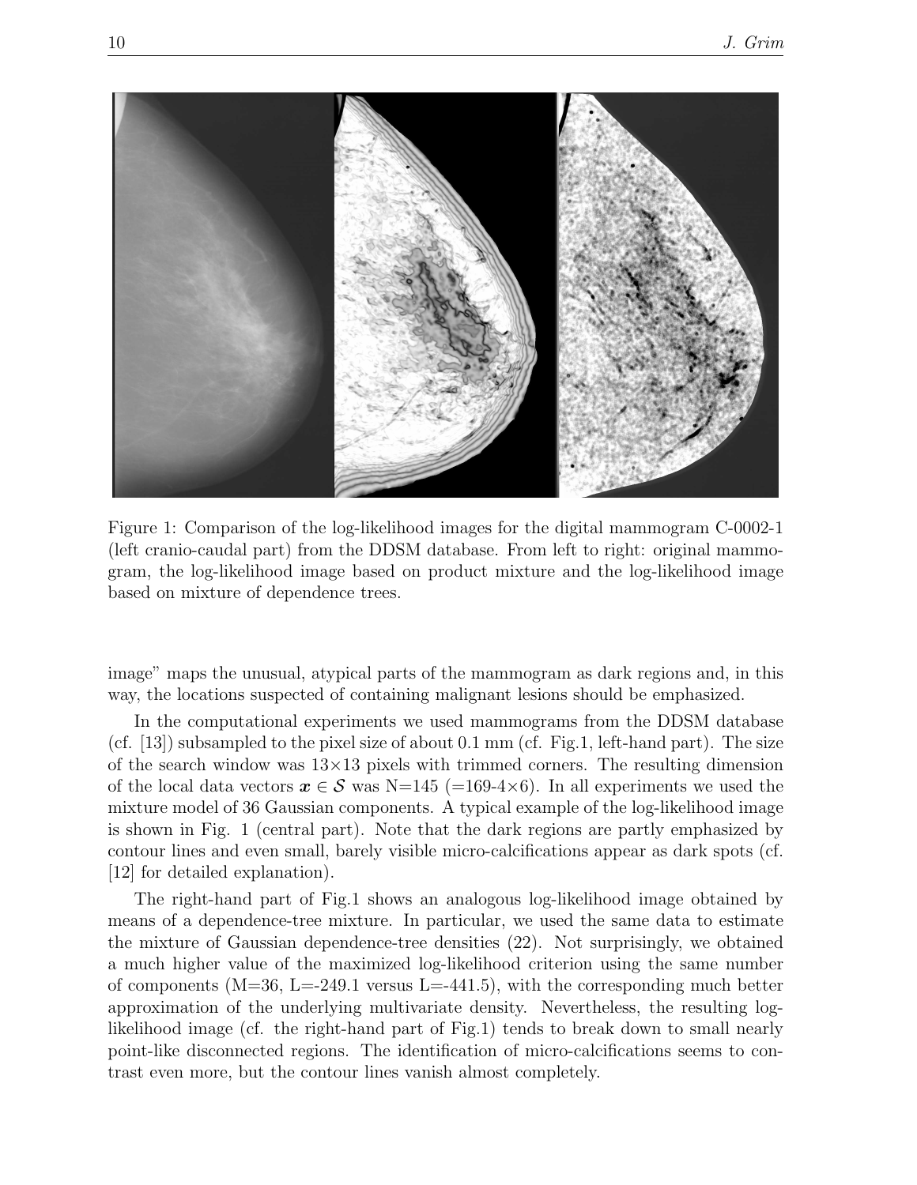Figure 1: Comparison of the log-likelihood images for the digital mammogram C-0002-1 (left cranio-caudal part) from the DDSM database. From left to right: original mammogram, the log-likelihood image based on product mixture and the log-likelihood image based on mixture of dependence trees.

image" maps the unusual, atypical parts of the mammogram as dark regions and, in this way, the locations suspected of containing malignant lesions should be emphasized.

In the computational experiments we used mammograms from the DDSM database (cf. [13]) subsampled to the pixel size of about 0.1 mm (cf. Fig.1, left-hand part). The size of the search window was 13×13 pixels with trimmed corners. The resulting dimension of the local data vectors $\boldsymbol{x} \in \mathcal{S}$ was N=145 (=169-4×6). In all experiments we used the mixture model of 36 Gaussian components. A typical example of the log-likelihood image is shown in Fig. 1 (central part). Note that the dark regions are partly emphasized by contour lines and even small, barely visible micro-calcifications appear as dark spots (cf. [12] for detailed explanation).

The right-hand part of Fig.1 shows an analogous log-likelihood image obtained by means of a dependence-tree mixture. In particular, we used the same data to estimate the mixture of Gaussian dependence-tree densities (22). Not surprisingly, we obtained a much higher value of the maximized log-likelihood criterion using the same number of components (M=36, L=-249.1 versus L=-441.5), with the corresponding much better approximation of the underlying multivariate density. Nevertheless, the resulting log-likelihood image (cf. the right-hand part of Fig.1) tends to break down to small nearly point-like disconnected regions. The identification of micro-calcifications seems to contrast even more, but the contour lines vanish almost completely.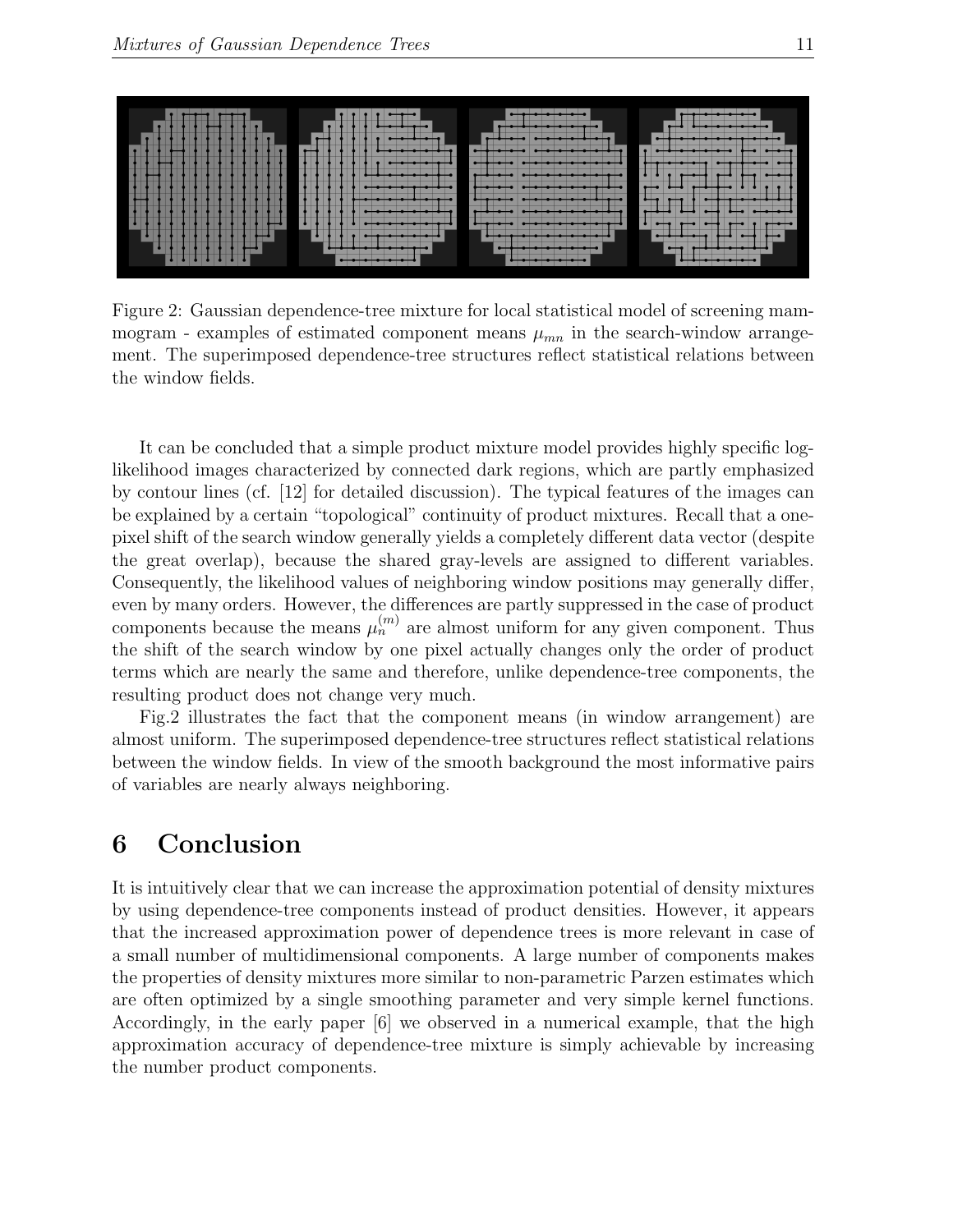Figure 2: Gaussian dependence-tree mixture for local statistical model of screening mammogram - examples of estimated component means $\mu_{mn}$ in the search-window arrangement. The superimposed dependence-tree structures reflect statistical relations between the window fields.

It can be concluded that a simple product mixture model provides highly specific log-likelihood images characterized by connected dark regions, which are partly emphasized by contour lines (cf. [12] for detailed discussion). The typical features of the images can be explained by a certain "topological" continuity of product mixtures. Recall that a one-pixel shift of the search window generally yields a completely different data vector (despite the great overlap), because the shared gray-levels are assigned to different variables. Consequently, the likelihood values of neighboring window positions may generally differ, even by many orders. However, the differences are partly suppressed in the case of product components because the means $\mu_n^{(m)}$ are almost uniform for any given component. Thus the shift of the search window by one pixel actually changes only the order of product terms which are nearly the same and therefore, unlike dependence-tree components, the resulting product does not change very much.

Fig.2 illustrates the fact that the component means (in window arrangement) are almost uniform. The superimposed dependence-tree structures reflect statistical relations between the window fields. In view of the smooth background the most informative pairs of variables are nearly always neighboring.

# 6 Conclusion

It is intuitively clear that we can increase the approximation potential of density mixtures by using dependence-tree components instead of product densities. However, it appears that the increased approximation power of dependence trees is more relevant in case of a small number of multidimensional components. A large number of components makes the properties of density mixtures more similar to non-parametric Parzen estimates which are often optimized by a single smoothing parameter and very simple kernel functions. Accordingly, in the early paper [6] we observed in a numerical example, that the high approximation accuracy of dependence-tree mixture is simply achievable by increasing the number product components.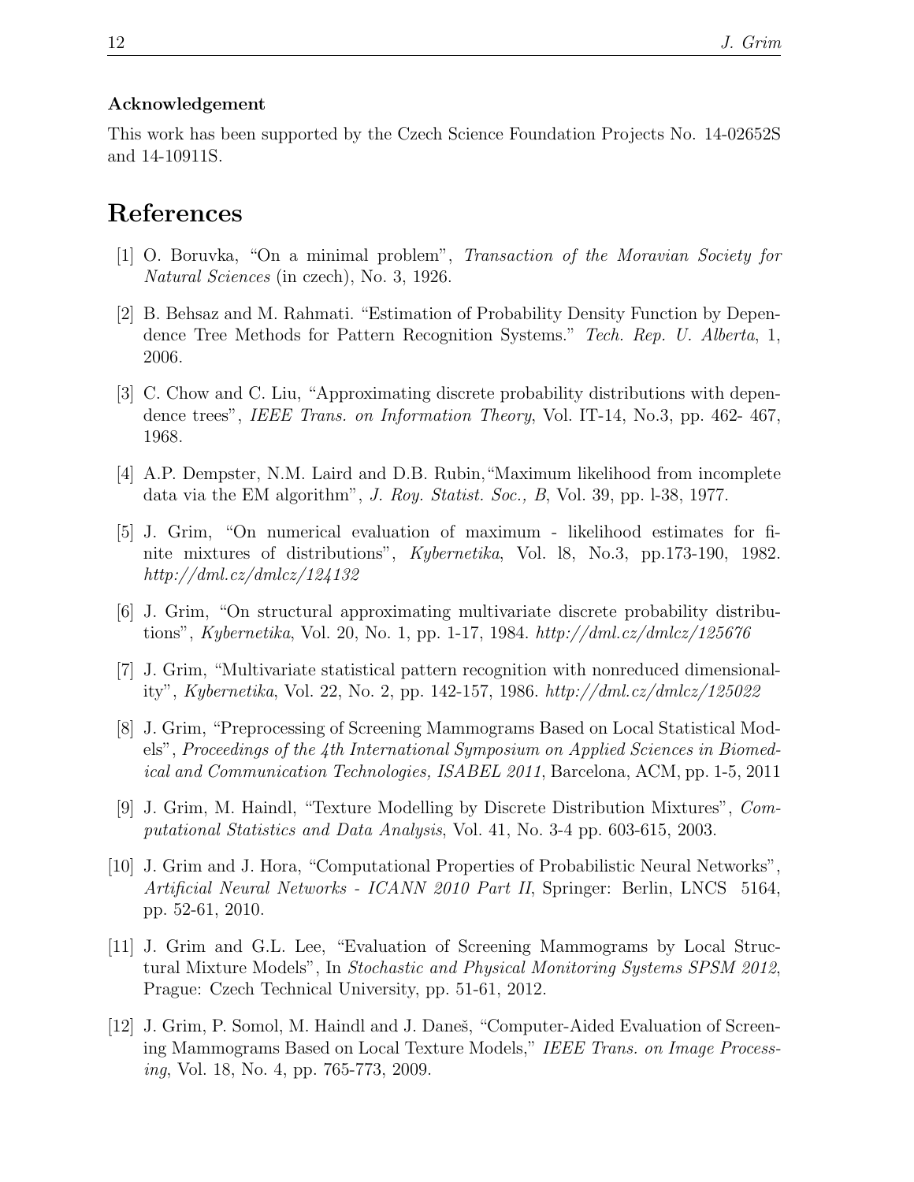### Acknowledgement

This work has been supported by the Czech Science Foundation Projects No. 14-02652S and 14-10911S.

## References

[1] O. Boruvka, "On a minimal problem", *Transaction of the Moravian Society for Natural Sciences* (in czech), No. 3, 1926.

[2] B. Behsaz and M. Rahmati. "Estimation of Probability Density Function by Dependence Tree Methods for Pattern Recognition Systems." *Tech. Rep. U. Alberta*, 1, 2006.

[3] C. Chow and C. Liu, "Approximating discrete probability distributions with dependence trees", *IEEE Trans. on Information Theory*, Vol. IT-14, No.3, pp. 462- 467, 1968.

[4] A.P. Dempster, N.M. Laird and D.B. Rubin,"Maximum likelihood from incomplete data via the EM algorithm", *J. Roy. Statist. Soc., B*, Vol. 39, pp. l-38, 1977.

[5] J. Grim, "On numerical evaluation of maximum - likelihood estimates for finite mixtures of distributions", *Kybernetika*, Vol. l8, No.3, pp.173-190, 1982. *http://dml.cz/dmlcz/124132*

[6] J. Grim, "On structural approximating multivariate discrete probability distributions", *Kybernetika*, Vol. 20, No. 1, pp. 1-17, 1984. *http://dml.cz/dmlcz/125676*

[7] J. Grim, "Multivariate statistical pattern recognition with nonreduced dimensionality", *Kybernetika*, Vol. 22, No. 2, pp. 142-157, 1986. *http://dml.cz/dmlcz/125022*

[8] J. Grim, "Preprocessing of Screening Mammograms Based on Local Statistical Models", *Proceedings of the 4th International Symposium on Applied Sciences in Biomedical and Communication Technologies, ISABEL 2011*, Barcelona, ACM, pp. 1-5, 2011

[9] J. Grim, M. Haindl, "Texture Modelling by Discrete Distribution Mixtures", *Computational Statistics and Data Analysis*, Vol. 41, No. 3-4 pp. 603-615, 2003.

[10] J. Grim and J. Hora, "Computational Properties of Probabilistic Neural Networks", *Artificial Neural Networks - ICANN 2010 Part II*, Springer: Berlin, LNCS 5164, pp. 52-61, 2010.

[11] J. Grim and G.L. Lee, "Evaluation of Screening Mammograms by Local Structural Mixture Models", In *Stochastic and Physical Monitoring Systems SPSM 2012*, Prague: Czech Technical University, pp. 51-61, 2012.

[12] J. Grim, P. Somol, M. Haindl and J. Daneš, "Computer-Aided Evaluation of Screening Mammograms Based on Local Texture Models," *IEEE Trans. on Image Processing*, Vol. 18, No. 4, pp. 765-773, 2009.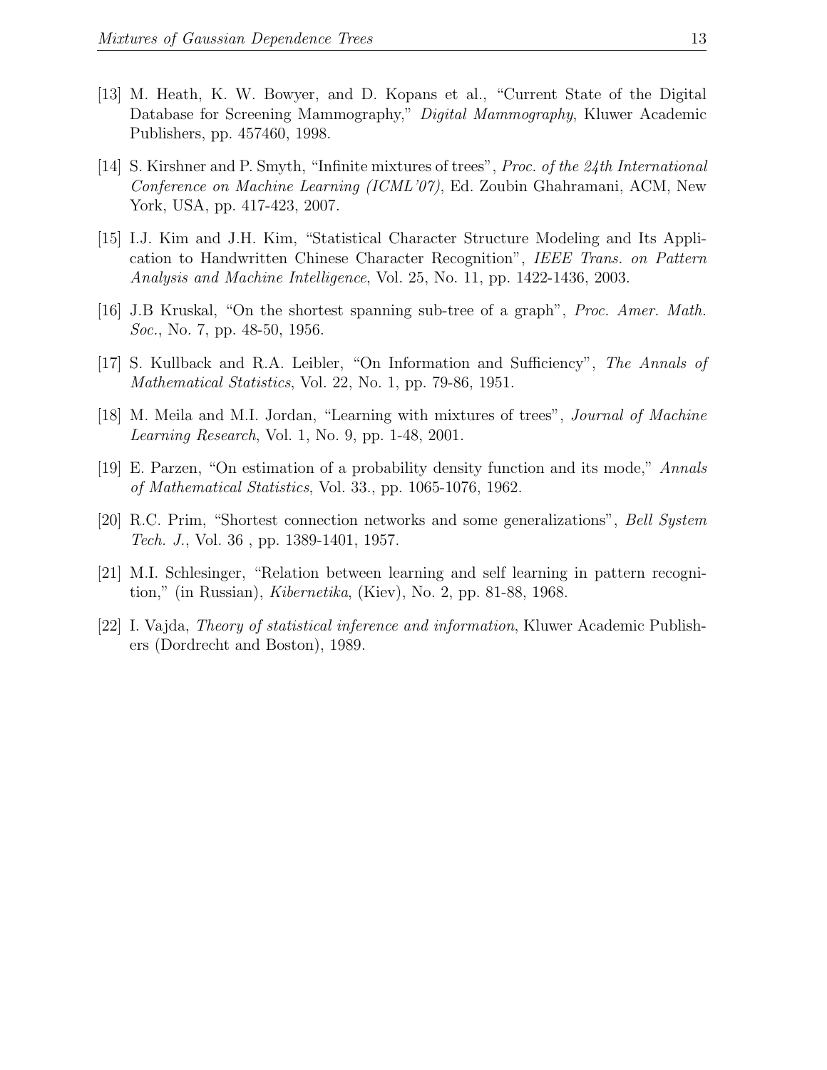[13] M. Heath, K. W. Bowyer, and D. Kopans et al., "Current State of the Digital Database for Screening Mammography," *Digital Mammography*, Kluwer Academic Publishers, pp. 457460, 1998.

[14] S. Kirshner and P. Smyth, "Infinite mixtures of trees", *Proc. of the 24th International Conference on Machine Learning (ICML'07)*, Ed. Zoubin Ghahramani, ACM, New York, USA, pp. 417-423, 2007.

[15] I.J. Kim and J.H. Kim, "Statistical Character Structure Modeling and Its Application to Handwritten Chinese Character Recognition", *IEEE Trans. on Pattern Analysis and Machine Intelligence*, Vol. 25, No. 11, pp. 1422-1436, 2003.

[16] J.B Kruskal, "On the shortest spanning sub-tree of a graph", *Proc. Amer. Math. Soc.*, No. 7, pp. 48-50, 1956.

[17] S. Kullback and R.A. Leibler, "On Information and Sufficiency", *The Annals of Mathematical Statistics*, Vol. 22, No. 1, pp. 79-86, 1951.

[18] M. Meila and M.I. Jordan, "Learning with mixtures of trees", *Journal of Machine Learning Research*, Vol. 1, No. 9, pp. 1-48, 2001.

[19] E. Parzen, "On estimation of a probability density function and its mode," *Annals of Mathematical Statistics*, Vol. 33., pp. 1065-1076, 1962.

[20] R.C. Prim, "Shortest connection networks and some generalizations", *Bell System Tech. J.*, Vol. 36 , pp. 1389-1401, 1957.

[21] M.I. Schlesinger, "Relation between learning and self learning in pattern recognition," (in Russian), *Kibernetika*, (Kiev), No. 2, pp. 81-88, 1968.

[22] I. Vajda, *Theory of statistical inference and information*, Kluwer Academic Publishers (Dordrecht and Boston), 1989.